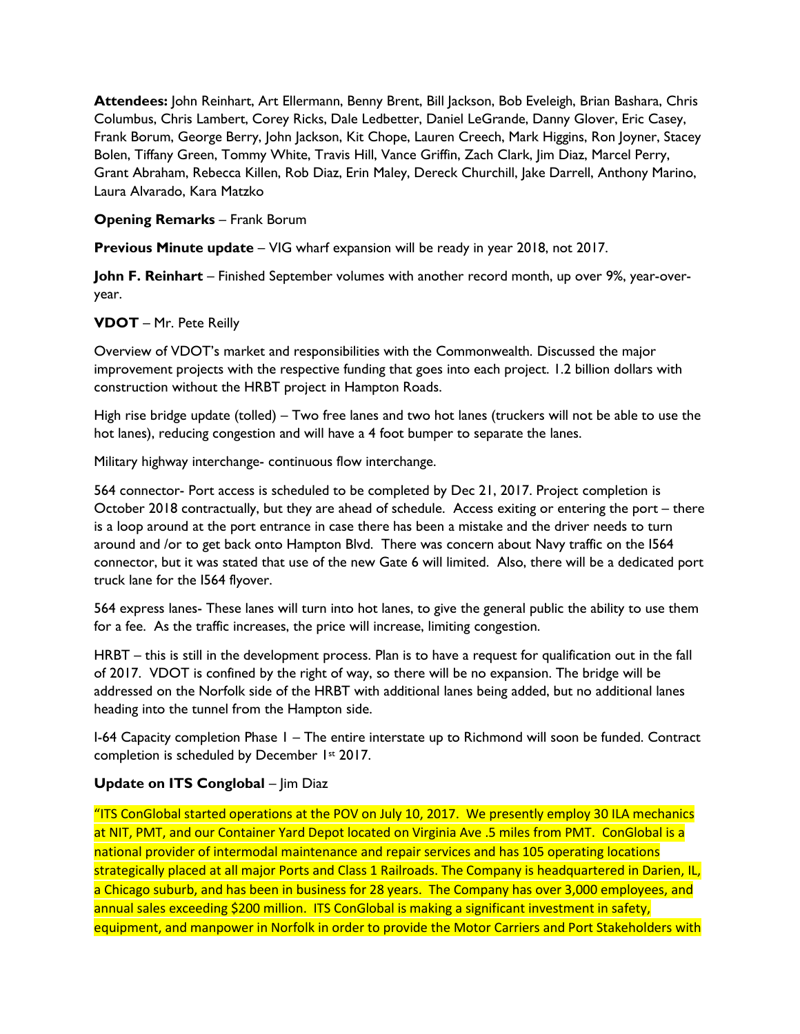**Attendees:** John Reinhart, Art Ellermann, Benny Brent, Bill Jackson, Bob Eveleigh, Brian Bashara, Chris Columbus, Chris Lambert, Corey Ricks, Dale Ledbetter, Daniel LeGrande, Danny Glover, Eric Casey, Frank Borum, George Berry, John Jackson, Kit Chope, Lauren Creech, Mark Higgins, Ron Joyner, Stacey Bolen, Tiffany Green, Tommy White, Travis Hill, Vance Griffin, Zach Clark, Jim Diaz, Marcel Perry, Grant Abraham, Rebecca Killen, Rob Diaz, Erin Maley, Dereck Churchill, Jake Darrell, Anthony Marino, Laura Alvarado, Kara Matzko

**Opening Remarks** – Frank Borum

**Previous Minute update** – VIG wharf expansion will be ready in year 2018, not 2017.

**John F. Reinhart** – Finished September volumes with another record month, up over 9%, year-over-year.

**VDOT** – Mr. Pete Reilly

Overview of VDOT's market and responsibilities with the Commonwealth. Discussed the major improvement projects with the respective funding that goes into each project. 1.2 billion dollars with construction without the HRBT project in Hampton Roads.

High rise bridge update (tolled) – Two free lanes and two hot lanes (truckers will not be able to use the hot lanes), reducing congestion and will have a 4 foot bumper to separate the lanes.

Military highway interchange- continuous flow interchange.

564 connector- Port access is scheduled to be completed by Dec 21, 2017. Project completion is October 2018 contractually, but they are ahead of schedule. Access exiting or entering the port – there is a loop around at the port entrance in case there has been a mistake and the driver needs to turn around and /or to get back onto Hampton Blvd. There was concern about Navy traffic on the I564 connector, but it was stated that use of the new Gate 6 will limited. Also, there will be a dedicated port truck lane for the I564 flyover.

564 express lanes- These lanes will turn into hot lanes, to give the general public the ability to use them for a fee. As the traffic increases, the price will increase, limiting congestion.

HRBT – this is still in the development process. Plan is to have a request for qualification out in the fall of 2017. VDOT is confined by the right of way, so there will be no expansion. The bridge will be addressed on the Norfolk side of the HRBT with additional lanes being added, but no additional lanes heading into the tunnel from the Hampton side.

I-64 Capacity completion Phase 1 – The entire interstate up to Richmond will soon be funded. Contract completion is scheduled by December 1st 2017.

**Update on ITS Conglobal** – Jim Diaz

"ITS ConGlobal started operations at the POV on July 10, 2017. We presently employ 30 ILA mechanics at NIT, PMT, and our Container Yard Depot located on Virginia Ave .5 miles from PMT. ConGlobal is a national provider of intermodal maintenance and repair services and has 105 operating locations strategically placed at all major Ports and Class 1 Railroads. The Company is headquartered in Darien, IL, a Chicago suburb, and has been in business for 28 years. The Company has over 3,000 employees, and annual sales exceeding $200 million. ITS ConGlobal is making a significant investment in safety, equipment, and manpower in Norfolk in order to provide the Motor Carriers and Port Stakeholders with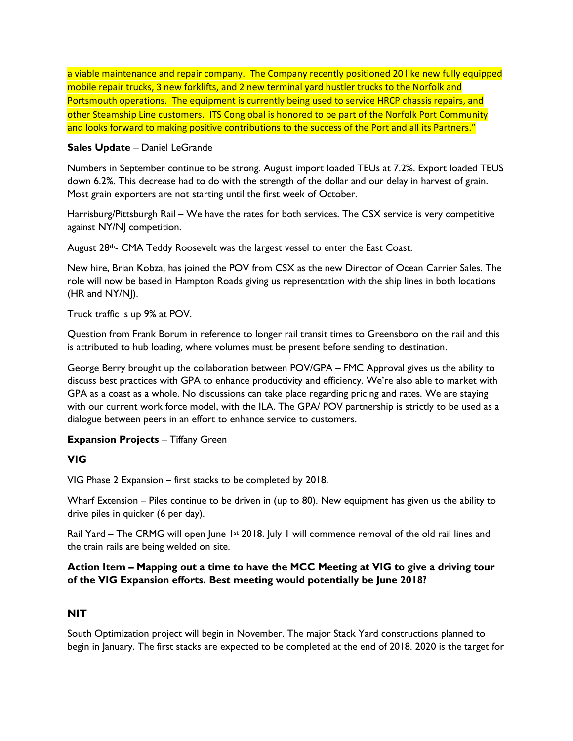a viable maintenance and repair company. The Company recently positioned 20 like new fully equipped mobile repair trucks, 3 new forklifts, and 2 new terminal yard hustler trucks to the Norfolk and Portsmouth operations. The equipment is currently being used to service HRCP chassis repairs, and other Steamship Line customers. ITS Conglobal is honored to be part of the Norfolk Port Community and looks forward to making positive contributions to the success of the Port and all its Partners."

**Sales Update** – Daniel LeGrande

Numbers in September continue to be strong. August import loaded TEUs at 7.2%. Export loaded TEUS down 6.2%. This decrease had to do with the strength of the dollar and our delay in harvest of grain. Most grain exporters are not starting until the first week of October.

Harrisburg/Pittsburgh Rail – We have the rates for both services. The CSX service is very competitive against NY/NJ competition.

August 28th- CMA Teddy Roosevelt was the largest vessel to enter the East Coast.

New hire, Brian Kobza, has joined the POV from CSX as the new Director of Ocean Carrier Sales. The role will now be based in Hampton Roads giving us representation with the ship lines in both locations (HR and NY/NJ).

Truck traffic is up 9% at POV.

Question from Frank Borum in reference to longer rail transit times to Greensboro on the rail and this is attributed to hub loading, where volumes must be present before sending to destination.

George Berry brought up the collaboration between POV/GPA – FMC Approval gives us the ability to discuss best practices with GPA to enhance productivity and efficiency. We're also able to market with GPA as a coast as a whole. No discussions can take place regarding pricing and rates. We are staying with our current work force model, with the ILA. The GPA/ POV partnership is strictly to be used as a dialogue between peers in an effort to enhance service to customers.

**Expansion Projects** – Tiffany Green

**VIG**

VIG Phase 2 Expansion – first stacks to be completed by 2018.

Wharf Extension – Piles continue to be driven in (up to 80). New equipment has given us the ability to drive piles in quicker (6 per day).

Rail Yard – The CRMG will open June 1st 2018. July 1 will commence removal of the old rail lines and the train rails are being welded on site.

**Action Item – Mapping out a time to have the MCC Meeting at VIG to give a driving tour of the VIG Expansion efforts. Best meeting would potentially be June 2018?**

**NIT**

South Optimization project will begin in November. The major Stack Yard constructions planned to begin in January. The first stacks are expected to be completed at the end of 2018. 2020 is the target for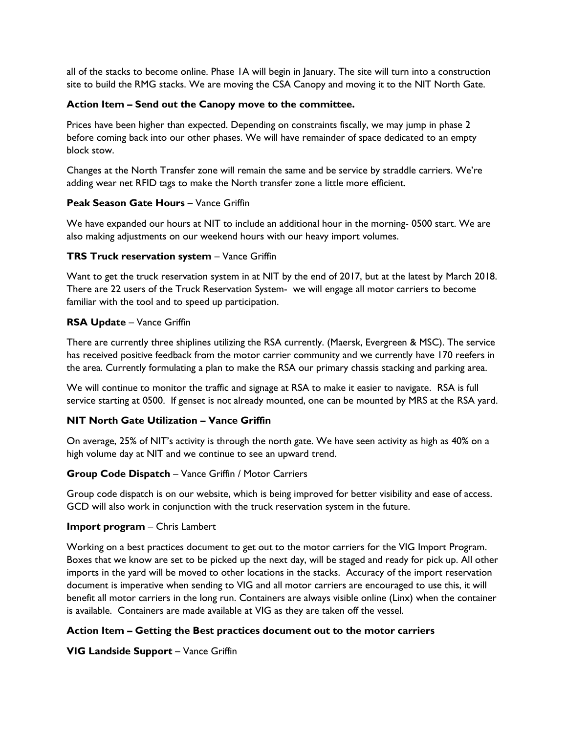all of the stacks to become online. Phase 1A will begin in January. The site will turn into a construction site to build the RMG stacks. We are moving the CSA Canopy and moving it to the NIT North Gate.

**Action Item – Send out the Canopy move to the committee.**

Prices have been higher than expected. Depending on constraints fiscally, we may jump in phase 2 before coming back into our other phases. We will have remainder of space dedicated to an empty block stow.

Changes at the North Transfer zone will remain the same and be service by straddle carriers. We're adding wear net RFID tags to make the North transfer zone a little more efficient.

**Peak Season Gate Hours** – Vance Griffin

We have expanded our hours at NIT to include an additional hour in the morning- 0500 start. We are also making adjustments on our weekend hours with our heavy import volumes.

**TRS Truck reservation system** – Vance Griffin

Want to get the truck reservation system in at NIT by the end of 2017, but at the latest by March 2018. There are 22 users of the Truck Reservation System- we will engage all motor carriers to become familiar with the tool and to speed up participation.

**RSA Update** – Vance Griffin

There are currently three shiplines utilizing the RSA currently. (Maersk, Evergreen & MSC). The service has received positive feedback from the motor carrier community and we currently have 170 reefers in the area. Currently formulating a plan to make the RSA our primary chassis stacking and parking area.

We will continue to monitor the traffic and signage at RSA to make it easier to navigate. RSA is full service starting at 0500. If genset is not already mounted, one can be mounted by MRS at the RSA yard.

**NIT North Gate Utilization – Vance Griffin**

On average, 25% of NIT's activity is through the north gate. We have seen activity as high as 40% on a high volume day at NIT and we continue to see an upward trend.

**Group Code Dispatch** – Vance Griffin / Motor Carriers

Group code dispatch is on our website, which is being improved for better visibility and ease of access. GCD will also work in conjunction with the truck reservation system in the future.

**Import program** – Chris Lambert

Working on a best practices document to get out to the motor carriers for the VIG Import Program. Boxes that we know are set to be picked up the next day, will be staged and ready for pick up. All other imports in the yard will be moved to other locations in the stacks. Accuracy of the import reservation document is imperative when sending to VIG and all motor carriers are encouraged to use this, it will benefit all motor carriers in the long run. Containers are always visible online (Linx) when the container is available. Containers are made available at VIG as they are taken off the vessel.

**Action Item – Getting the Best practices document out to the motor carriers**

**VIG Landside Support** – Vance Griffin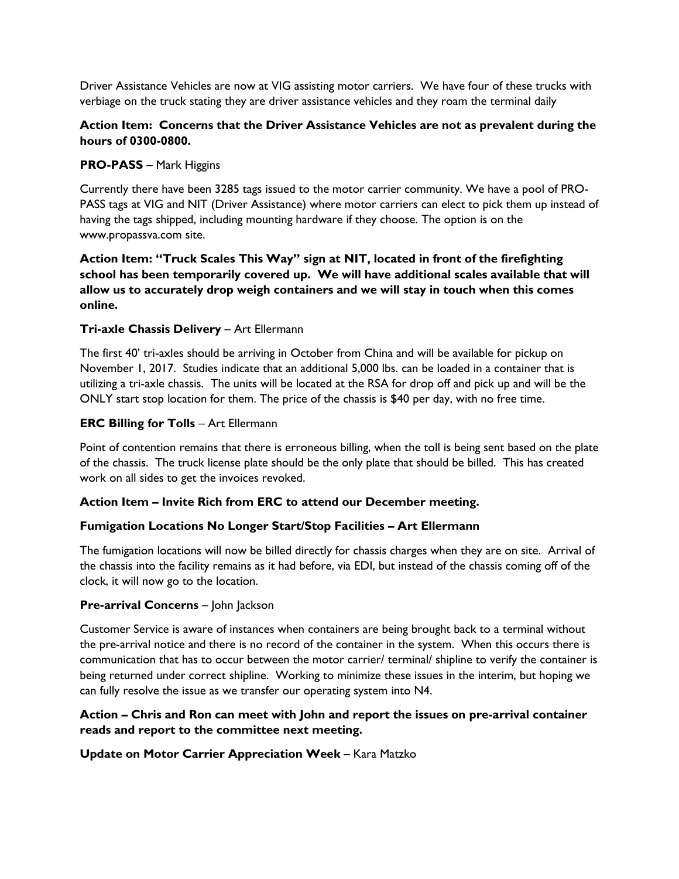Driver Assistance Vehicles are now at VIG assisting motor carriers. We have four of these trucks with verbiage on the truck stating they are driver assistance vehicles and they roam the terminal daily

**Action Item: Concerns that the Driver Assistance Vehicles are not as prevalent during the hours of 0300-0800.**

**PRO-PASS** – Mark Higgins

Currently there have been 3285 tags issued to the motor carrier community. We have a pool of PRO-PASS tags at VIG and NIT (Driver Assistance) where motor carriers can elect to pick them up instead of having the tags shipped, including mounting hardware if they choose. The option is on the www.propassva.com site.

**Action Item: "Truck Scales This Way" sign at NIT, located in front of the firefighting school has been temporarily covered up. We will have additional scales available that will allow us to accurately drop weigh containers and we will stay in touch when this comes online.**

**Tri-axle Chassis Delivery** – Art Ellermann

The first 40' tri-axles should be arriving in October from China and will be available for pickup on November 1, 2017. Studies indicate that an additional 5,000 lbs. can be loaded in a container that is utilizing a tri-axle chassis. The units will be located at the RSA for drop off and pick up and will be the ONLY start stop location for them. The price of the chassis is $40 per day, with no free time.

**ERC Billing for Tolls** – Art Ellermann

Point of contention remains that there is erroneous billing, when the toll is being sent based on the plate of the chassis. The truck license plate should be the only plate that should be billed. This has created work on all sides to get the invoices revoked.

**Action Item – Invite Rich from ERC to attend our December meeting.**

**Fumigation Locations No Longer Start/Stop Facilities – Art Ellermann**

The fumigation locations will now be billed directly for chassis charges when they are on site. Arrival of the chassis into the facility remains as it had before, via EDI, but instead of the chassis coming off of the clock, it will now go to the location.

**Pre-arrival Concerns** – John Jackson

Customer Service is aware of instances when containers are being brought back to a terminal without the pre-arrival notice and there is no record of the container in the system. When this occurs there is communication that has to occur between the motor carrier/ terminal/ shipline to verify the container is being returned under correct shipline. Working to minimize these issues in the interim, but hoping we can fully resolve the issue as we transfer our operating system into N4.

**Action – Chris and Ron can meet with John and report the issues on pre-arrival container reads and report to the committee next meeting.**

**Update on Motor Carrier Appreciation Week** – Kara Matzko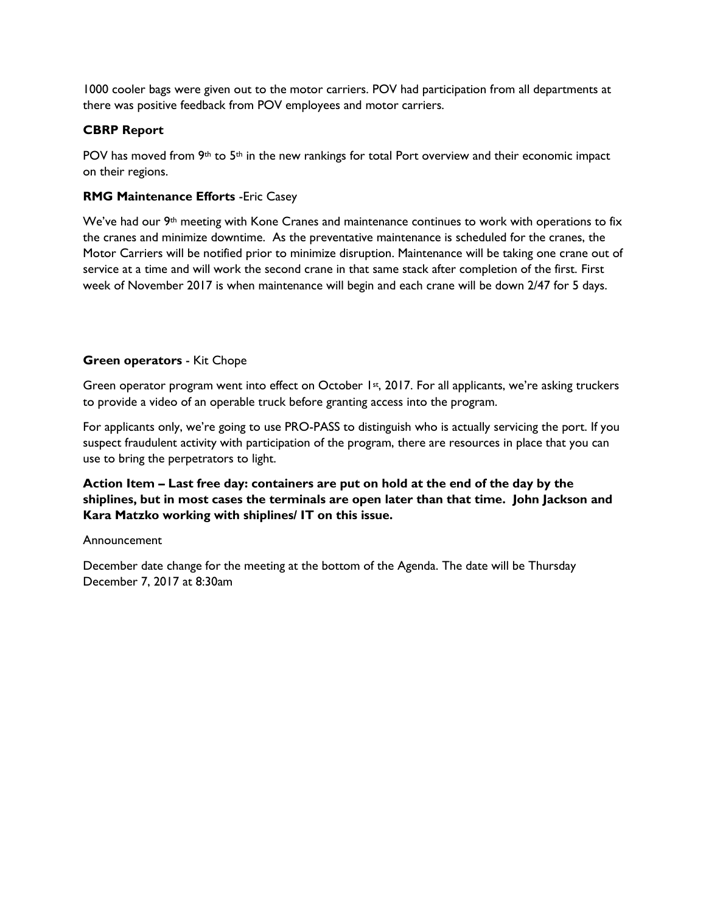1000 cooler bags were given out to the motor carriers. POV had participation from all departments at there was positive feedback from POV employees and motor carriers.

**CBRP Report**

POV has moved from 9th to 5th in the new rankings for total Port overview and their economic impact on their regions.

**RMG Maintenance Efforts** -Eric Casey

We've had our 9th meeting with Kone Cranes and maintenance continues to work with operations to fix the cranes and minimize downtime. As the preventative maintenance is scheduled for the cranes, the Motor Carriers will be notified prior to minimize disruption. Maintenance will be taking one crane out of service at a time and will work the second crane in that same stack after completion of the first. First week of November 2017 is when maintenance will begin and each crane will be down 2/47 for 5 days.

**Green operators** - Kit Chope

Green operator program went into effect on October 1st, 2017. For all applicants, we're asking truckers to provide a video of an operable truck before granting access into the program.

For applicants only, we're going to use PRO-PASS to distinguish who is actually servicing the port. If you suspect fraudulent activity with participation of the program, there are resources in place that you can use to bring the perpetrators to light.

**Action Item – Last free day: containers are put on hold at the end of the day by the shiplines, but in most cases the terminals are open later than that time. John Jackson and Kara Matzko working with shiplines/ IT on this issue.**

Announcement

December date change for the meeting at the bottom of the Agenda. The date will be Thursday December 7, 2017 at 8:30am